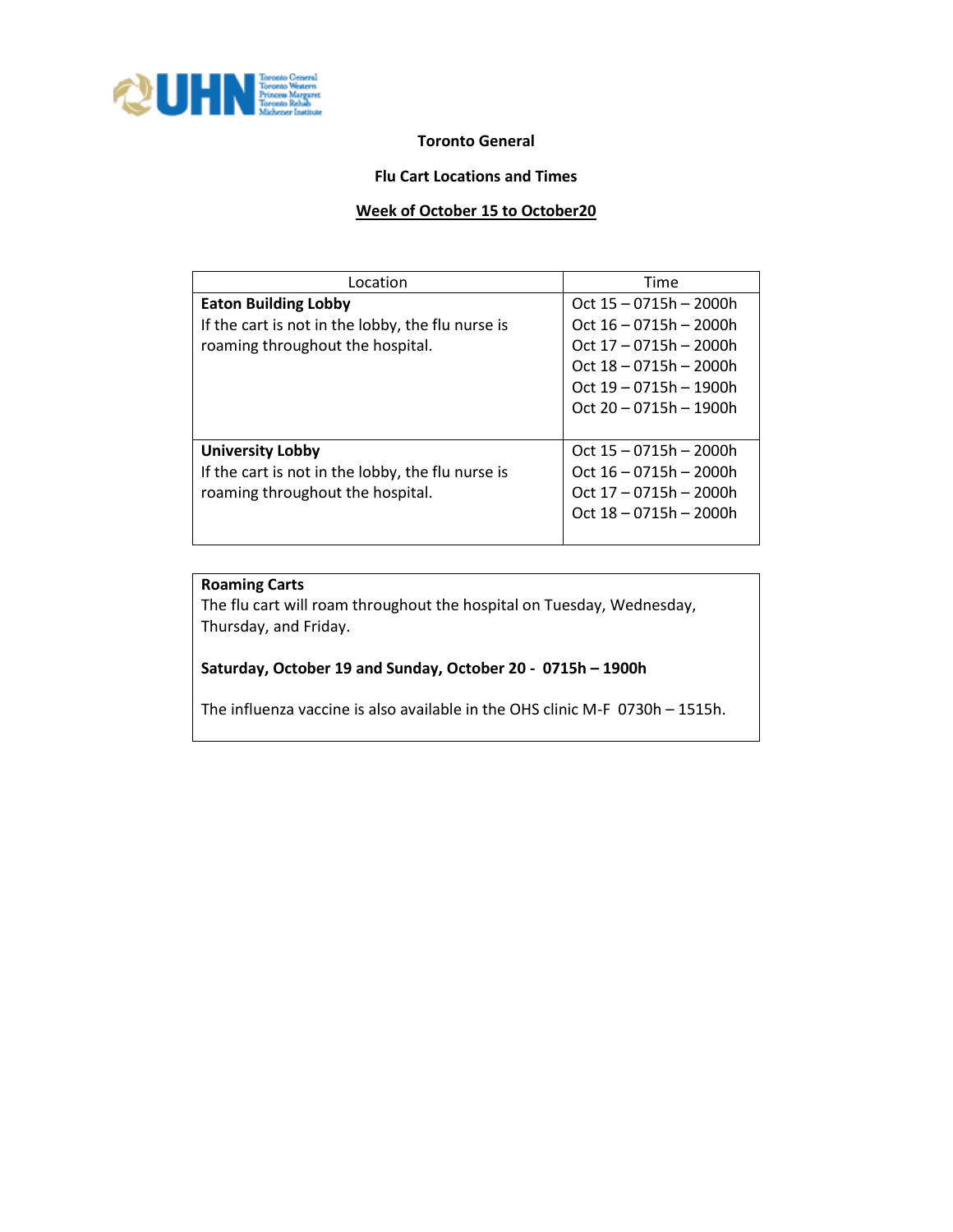**Toronto General**

**Flu Cart Locations and Times**

**Week of October 15 to October20**

| Location | Time |
|---|---|
| **Eaton Building Lobby**<br>If the cart is not in the lobby, the flu nurse is roaming throughout the hospital. | Oct 15 – 0715h – 2000h<br>Oct 16 – 0715h – 2000h<br>Oct 17 – 0715h – 2000h<br>Oct 18 – 0715h – 2000h<br>Oct 19 – 0715h – 1900h<br>Oct 20 – 0715h – 1900h |
| **University Lobby**<br>If the cart is not in the lobby, the flu nurse is roaming throughout the hospital. | Oct 15 – 0715h – 2000h<br>Oct 16 – 0715h – 2000h<br>Oct 17 – 0715h – 2000h<br>Oct 18 – 0715h – 2000h |

**Roaming Carts**

The flu cart will roam throughout the hospital on Tuesday, Wednesday, Thursday, and Friday.

**Saturday, October 19 and Sunday, October 20 - 0715h – 1900h**

The influenza vaccine is also available in the OHS clinic M-F 0730h – 1515h.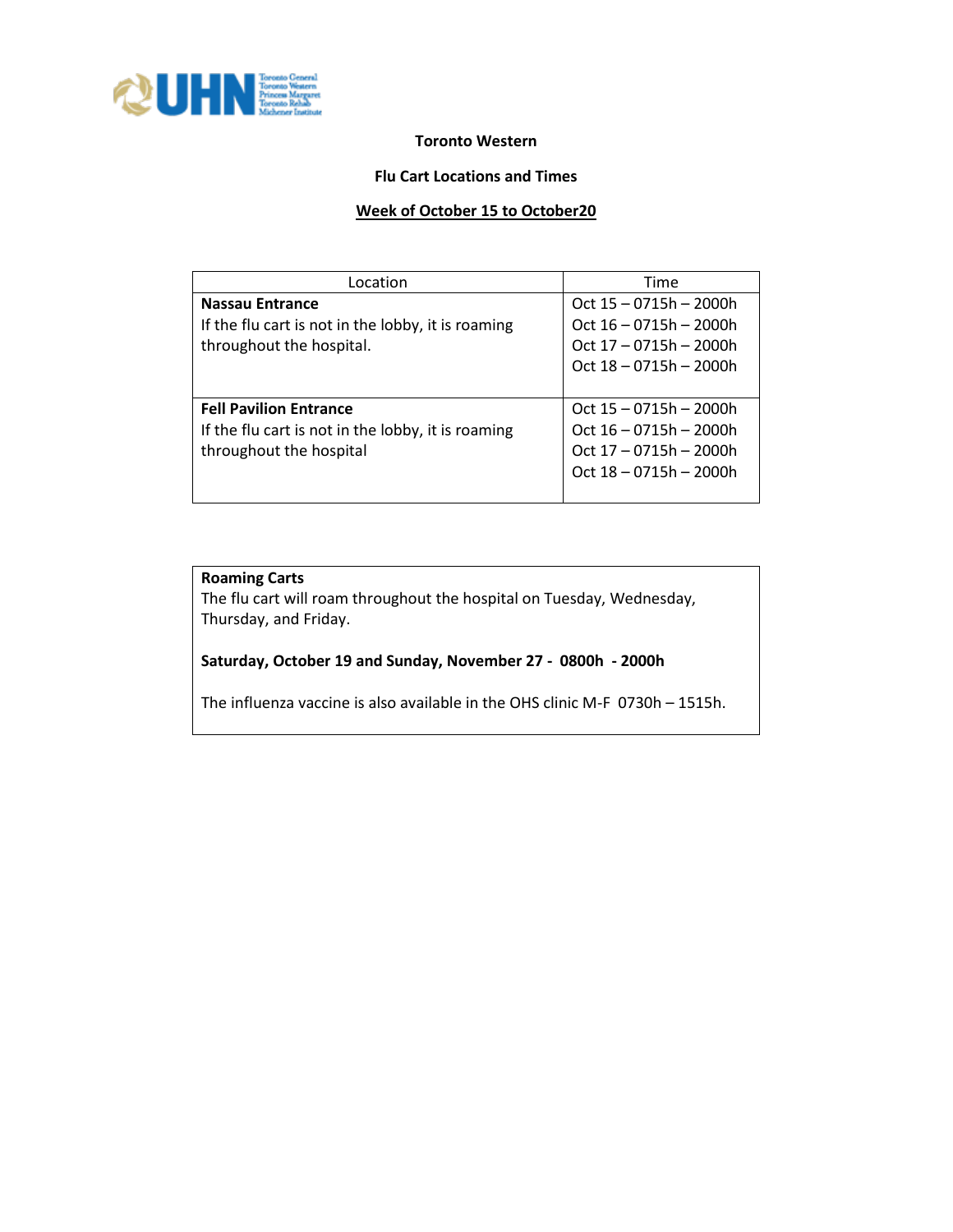**Toronto Western**

**Flu Cart Locations and Times**

**Week of October 15 to October20**

| Location | Time |
|---|---|
| **Nassau Entrance**<br>If the flu cart is not in the lobby, it is roaming throughout the hospital. | Oct 15 – 0715h – 2000h<br>Oct 16 – 0715h – 2000h<br>Oct 17 – 0715h – 2000h<br>Oct 18 – 0715h – 2000h |
| **Fell Pavilion Entrance**<br>If the flu cart is not in the lobby, it is roaming throughout the hospital | Oct 15 – 0715h – 2000h<br>Oct 16 – 0715h – 2000h<br>Oct 17 – 0715h – 2000h<br>Oct 18 – 0715h – 2000h |

**Roaming Carts**

The flu cart will roam throughout the hospital on Tuesday, Wednesday, Thursday, and Friday.

**Saturday, October 19 and Sunday, November 27 - 0800h - 2000h**

The influenza vaccine is also available in the OHS clinic M-F 0730h – 1515h.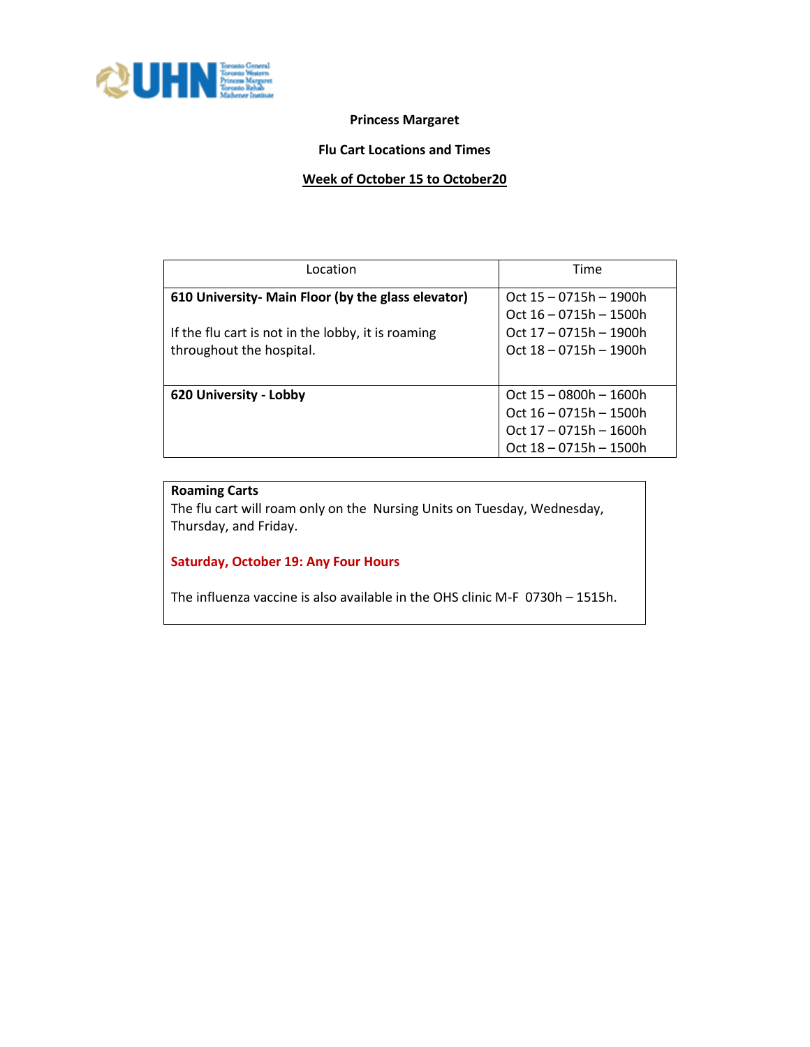**Princess Margaret**

**Flu Cart Locations and Times**

**Week of October 15 to October20**

| Location | Time |
| --- | --- |
| **610 University- Main Floor (by the glass elevator)**<br><br>If the flu cart is not in the lobby, it is roaming throughout the hospital. | Oct 15 – 0715h – 1900h<br>Oct 16 – 0715h – 1500h<br>Oct 17 – 0715h – 1900h<br>Oct 18 – 0715h – 1900h |
| **620 University - Lobby** | Oct 15 – 0800h – 1600h<br>Oct 16 – 0715h – 1500h<br>Oct 17 – 0715h – 1600h<br>Oct 18 – 0715h – 1500h |

**Roaming Carts**
The flu cart will roam only on the Nursing Units on Tuesday, Wednesday, Thursday, and Friday.

**Saturday, October 19: Any Four Hours**

The influenza vaccine is also available in the OHS clinic M-F 0730h – 1515h.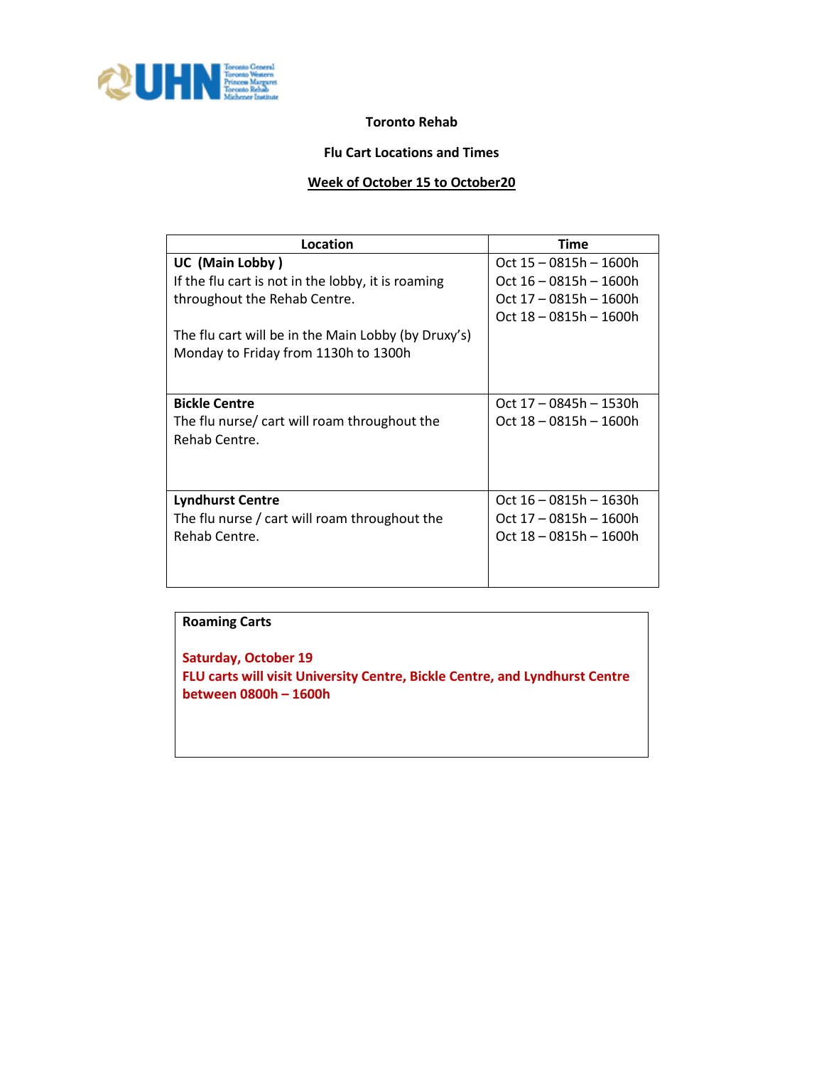**Toronto Rehab**

**Flu Cart Locations and Times**

**Week of October 15 to October20**

| Location | Time |
|---|---|
| **UC (Main Lobby )**<br>If the flu cart is not in the lobby, it is roaming throughout the Rehab Centre.<br><br>The flu cart will be in the Main Lobby (by Druxy's) Monday to Friday from 1130h to 1300h | Oct 15 – 0815h – 1600h<br>Oct 16 – 0815h – 1600h<br>Oct 17 – 0815h – 1600h<br>Oct 18 – 0815h – 1600h |
| **Bickle Centre**<br>The flu nurse/ cart will roam throughout the Rehab Centre. | Oct 17 – 0845h – 1530h<br>Oct 18 – 0815h – 1600h |
| **Lyndhurst Centre**<br>The flu nurse / cart will roam throughout the Rehab Centre. | Oct 16 – 0815h – 1630h<br>Oct 17 – 0815h – 1600h<br>Oct 18 – 0815h – 1600h |

**Roaming Carts**

**Saturday, October 19**
**FLU carts will visit University Centre, Bickle Centre, and Lyndhurst Centre between 0800h – 1600h**